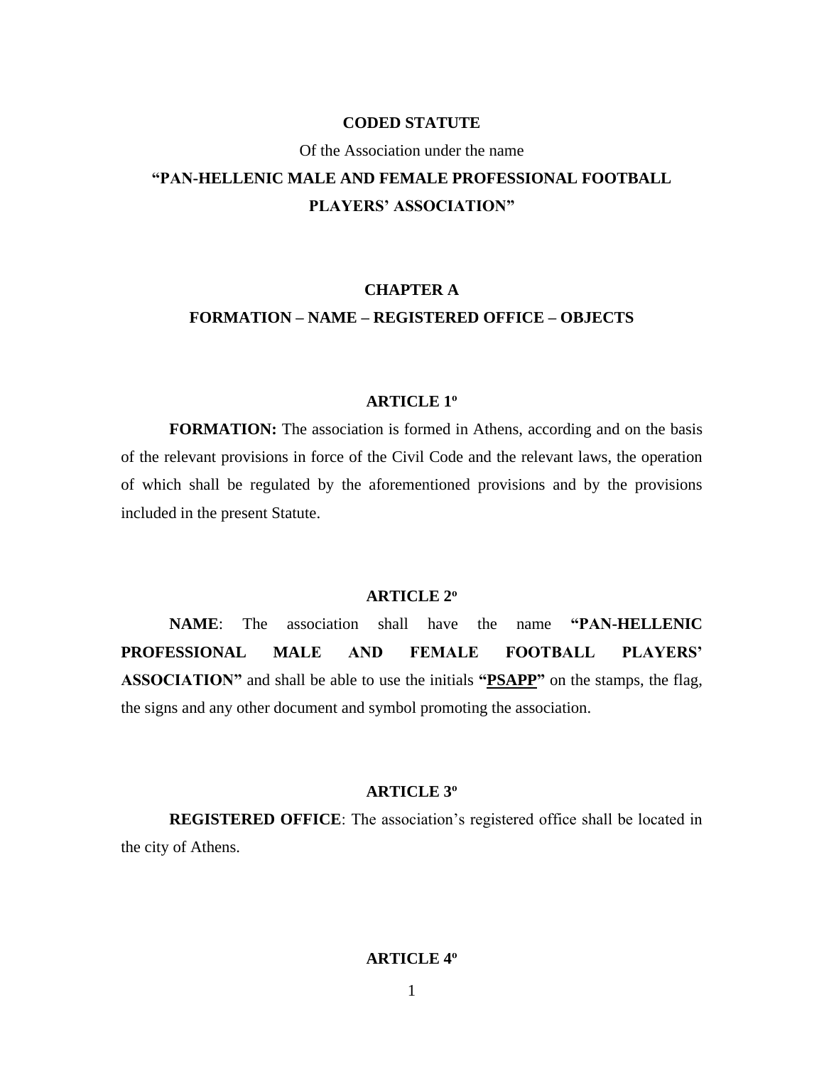# CODED STATUTE

Of the Association under the name

**“PAN-HELLENIC MALE AND FEMALE PROFESSIONAL FOOTBALL PLAYERS’ ASSOCIATION”**

## CHAPTER A

## FORMATION – NAME – REGISTERED OFFICE – OBJECTS

### ARTICLE 1º

**FORMATION:** The association is formed in Athens, according and on the basis of the relevant provisions in force of the Civil Code and the relevant laws, the operation of which shall be regulated by the aforementioned provisions and by the provisions included in the present Statute.

### ARTICLE 2º

**NAME**: The association shall have the name **“PAN-HELLENIC PROFESSIONAL MALE AND FEMALE FOOTBALL PLAYERS’ ASSOCIATION”** and shall be able to use the initials **“PSAPP”** on the stamps, the flag, the signs and any other document and symbol promoting the association.

### ARTICLE 3º

**REGISTERED OFFICE**: The association’s registered office shall be located in the city of Athens.

### ARTICLE 4º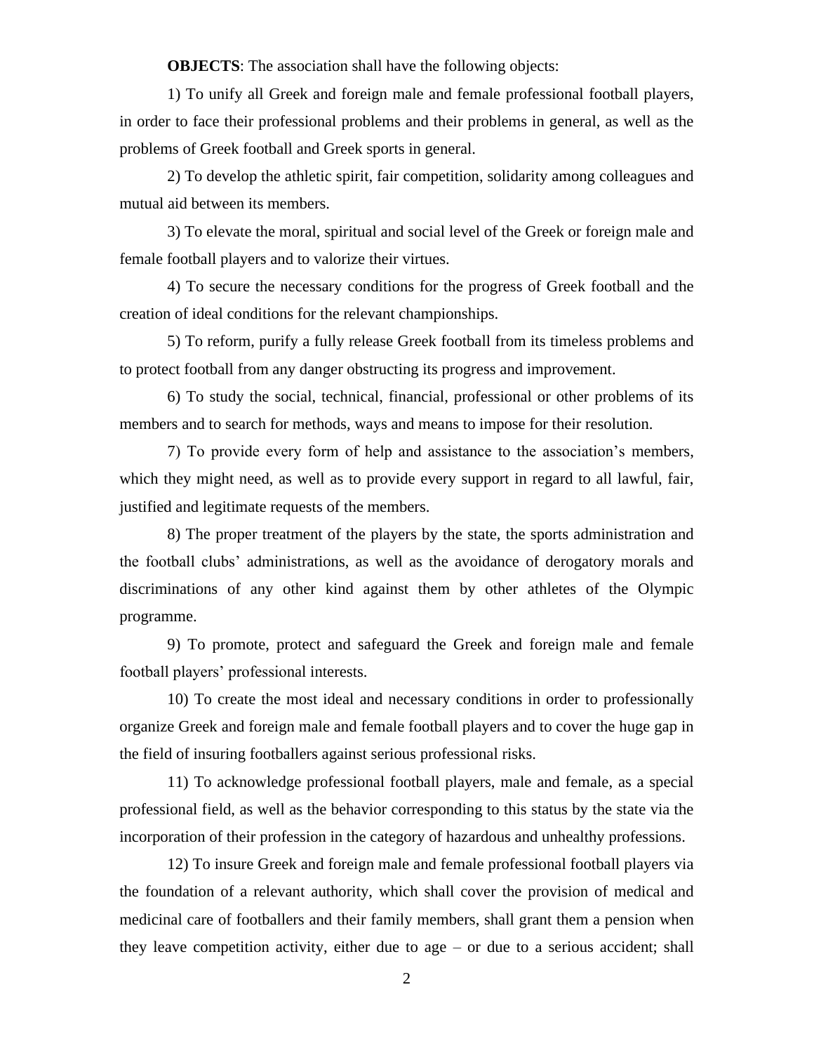**OBJECTS**: The association shall have the following objects:

1) To unify all Greek and foreign male and female professional football players, in order to face their professional problems and their problems in general, as well as the problems of Greek football and Greek sports in general.

2) To develop the athletic spirit, fair competition, solidarity among colleagues and mutual aid between its members.

3) To elevate the moral, spiritual and social level of the Greek or foreign male and female football players and to valorize their virtues.

4) To secure the necessary conditions for the progress of Greek football and the creation of ideal conditions for the relevant championships.

5) To reform, purify a fully release Greek football from its timeless problems and to protect football from any danger obstructing its progress and improvement.

6) To study the social, technical, financial, professional or other problems of its members and to search for methods, ways and means to impose for their resolution.

7) To provide every form of help and assistance to the association's members, which they might need, as well as to provide every support in regard to all lawful, fair, justified and legitimate requests of the members.

8) The proper treatment of the players by the state, the sports administration and the football clubs' administrations, as well as the avoidance of derogatory morals and discriminations of any other kind against them by other athletes of the Olympic programme.

9) To promote, protect and safeguard the Greek and foreign male and female football players' professional interests.

10) To create the most ideal and necessary conditions in order to professionally organize Greek and foreign male and female football players and to cover the huge gap in the field of insuring footballers against serious professional risks.

11) To acknowledge professional football players, male and female, as a special professional field, as well as the behavior corresponding to this status by the state via the incorporation of their profession in the category of hazardous and unhealthy professions.

12) To insure Greek and foreign male and female professional football players via the foundation of a relevant authority, which shall cover the provision of medical and medicinal care of footballers and their family members, shall grant them a pension when they leave competition activity, either due to age – or due to a serious accident; shall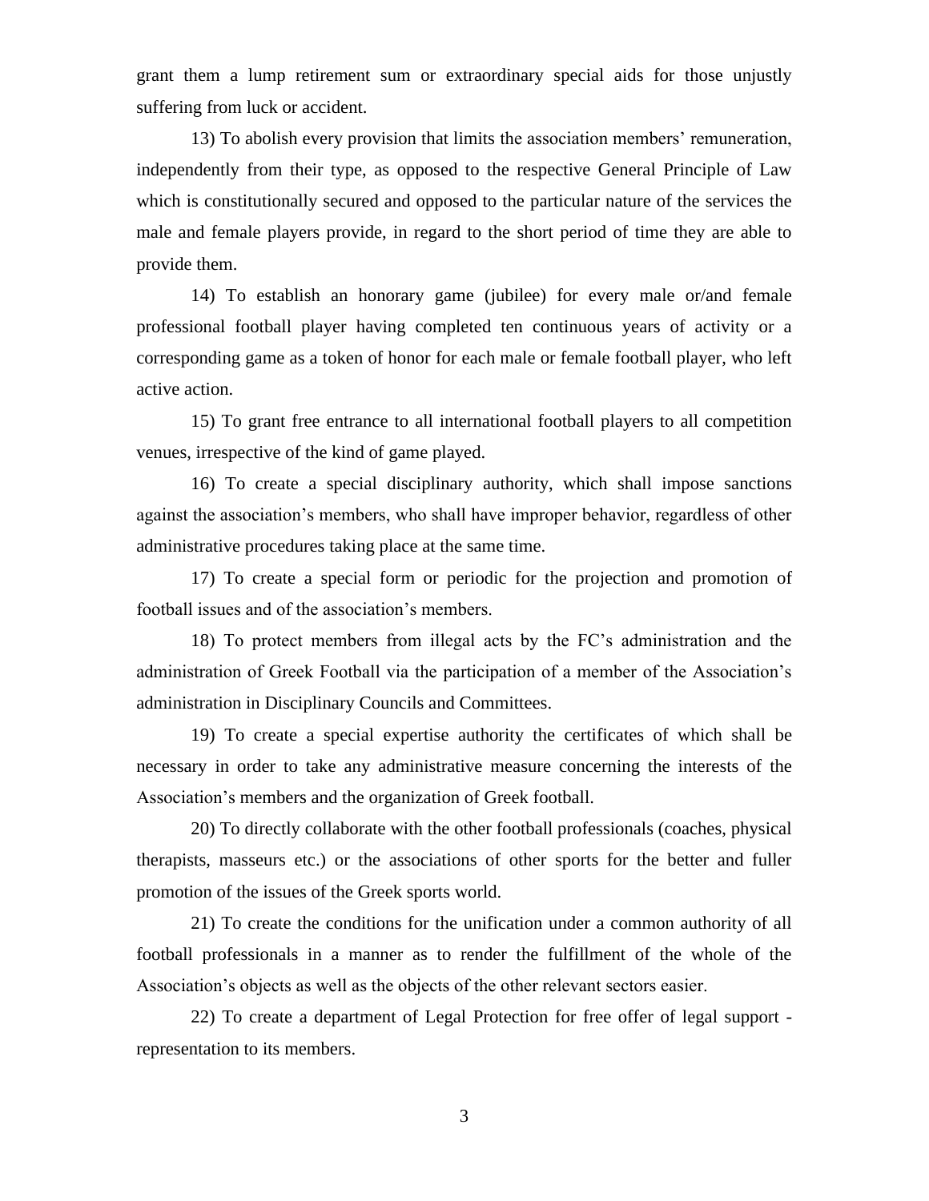grant them a lump retirement sum or extraordinary special aids for those unjustly suffering from luck or accident.

13) To abolish every provision that limits the association members' remuneration, independently from their type, as opposed to the respective General Principle of Law which is constitutionally secured and opposed to the particular nature of the services the male and female players provide, in regard to the short period of time they are able to provide them.

14) To establish an honorary game (jubilee) for every male or/and female professional football player having completed ten continuous years of activity or a corresponding game as a token of honor for each male or female football player, who left active action.

15) To grant free entrance to all international football players to all competition venues, irrespective of the kind of game played.

16) To create a special disciplinary authority, which shall impose sanctions against the association's members, who shall have improper behavior, regardless of other administrative procedures taking place at the same time.

17) To create a special form or periodic for the projection and promotion of football issues and of the association's members.

18) To protect members from illegal acts by the FC's administration and the administration of Greek Football via the participation of a member of the Association's administration in Disciplinary Councils and Committees.

19) To create a special expertise authority the certificates of which shall be necessary in order to take any administrative measure concerning the interests of the Association's members and the organization of Greek football.

20) To directly collaborate with the other football professionals (coaches, physical therapists, masseurs etc.) or the associations of other sports for the better and fuller promotion of the issues of the Greek sports world.

21) To create the conditions for the unification under a common authority of all football professionals in a manner as to render the fulfillment of the whole of the Association's objects as well as the objects of the other relevant sectors easier.

22) To create a department of Legal Protection for free offer of legal support - representation to its members.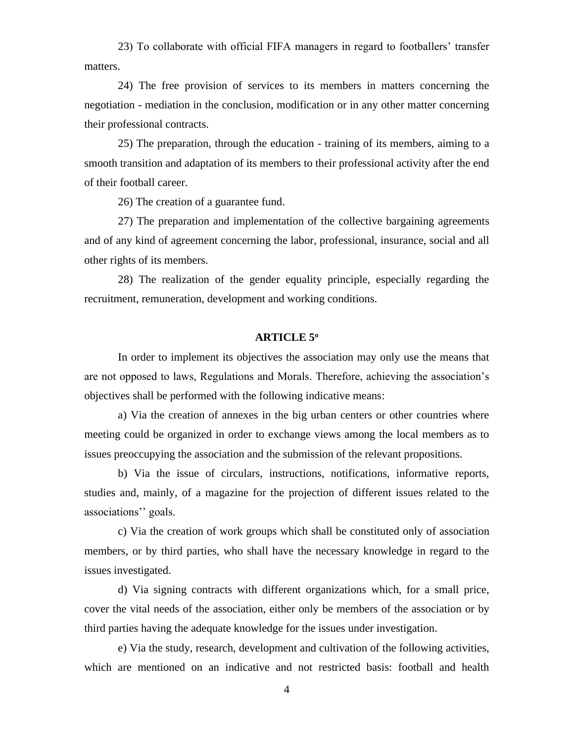23) To collaborate with official FIFA managers in regard to footballers' transfer matters.

24) The free provision of services to its members in matters concerning the negotiation - mediation in the conclusion, modification or in any other matter concerning their professional contracts.

25) The preparation, through the education - training of its members, aiming to a smooth transition and adaptation of its members to their professional activity after the end of their football career.

26) The creation of a guarantee fund.

27) The preparation and implementation of the collective bargaining agreements and of any kind of agreement concerning the labor, professional, insurance, social and all other rights of its members.

28) The realization of the gender equality principle, especially regarding the recruitment, remuneration, development and working conditions.

## ARTICLE 5º

In order to implement its objectives the association may only use the means that are not opposed to laws, Regulations and Morals. Therefore, achieving the association's objectives shall be performed with the following indicative means:

a) Via the creation of annexes in the big urban centers or other countries where meeting could be organized in order to exchange views among the local members as to issues preoccupying the association and the submission of the relevant propositions.

b) Via the issue of circulars, instructions, notifications, informative reports, studies and, mainly, of a magazine for the projection of different issues related to the associations'' goals.

c) Via the creation of work groups which shall be constituted only of association members, or by third parties, who shall have the necessary knowledge in regard to the issues investigated.

d) Via signing contracts with different organizations which, for a small price, cover the vital needs of the association, either only be members of the association or by third parties having the adequate knowledge for the issues under investigation.

e) Via the study, research, development and cultivation of the following activities, which are mentioned on an indicative and not restricted basis: football and health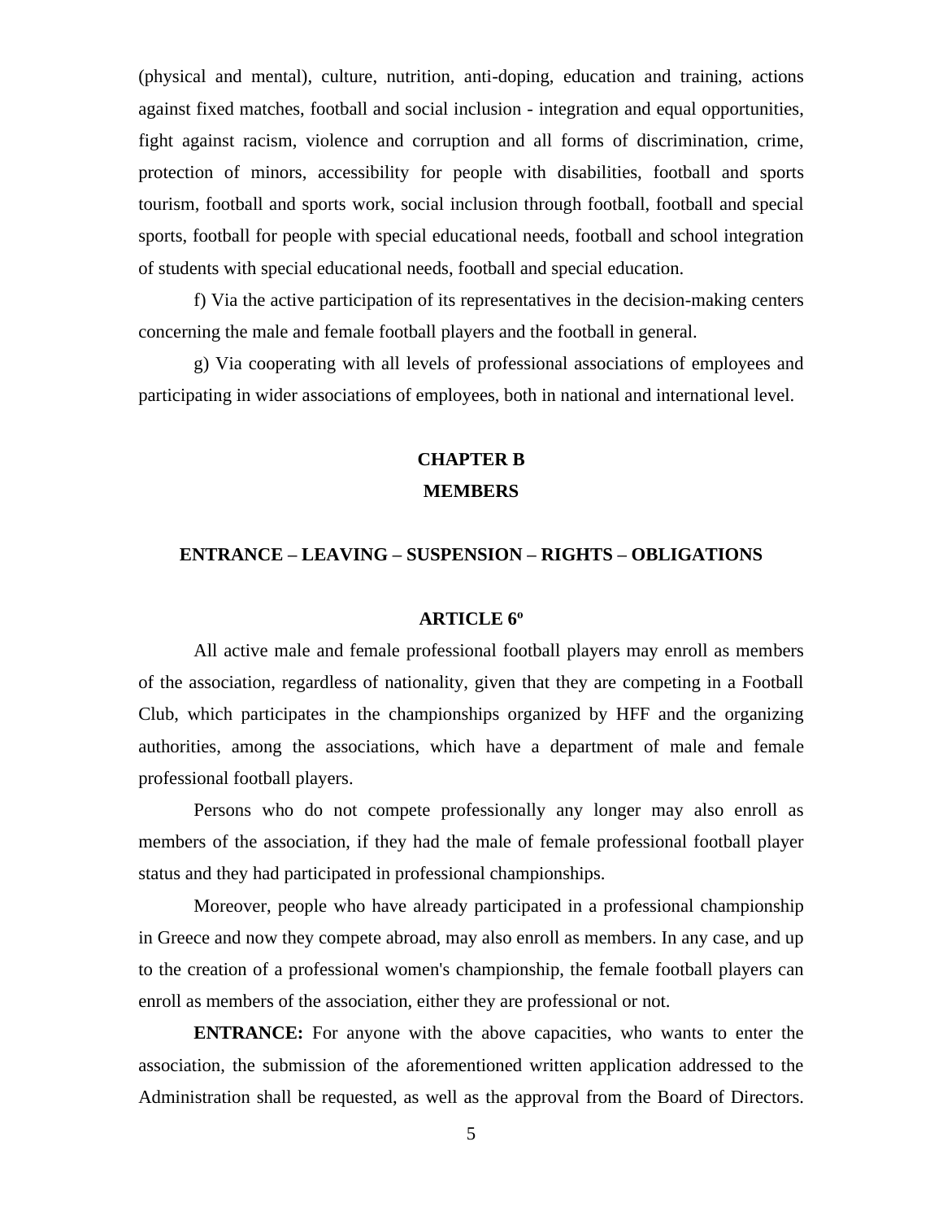(physical and mental), culture, nutrition, anti-doping, education and training, actions against fixed matches, football and social inclusion - integration and equal opportunities, fight against racism, violence and corruption and all forms of discrimination, crime, protection of minors, accessibility for people with disabilities, football and sports tourism, football and sports work, social inclusion through football, football and special sports, football for people with special educational needs, football and school integration of students with special educational needs, football and special education.

f) Via the active participation of its representatives in the decision-making centers concerning the male and female football players and the football in general.

g) Via cooperating with all levels of professional associations of employees and participating in wider associations of employees, both in national and international level.

## CHAPTER B
## MEMBERS

### ENTRANCE – LEAVING – SUSPENSION – RIGHTS – OBLIGATIONS

#### ARTICLE 6º

All active male and female professional football players may enroll as members of the association, regardless of nationality, given that they are competing in a Football Club, which participates in the championships organized by HFF and the organizing authorities, among the associations, which have a department of male and female professional football players.

Persons who do not compete professionally any longer may also enroll as members of the association, if they had the male of female professional football player status and they had participated in professional championships.

Moreover, people who have already participated in a professional championship in Greece and now they compete abroad, may also enroll as members. In any case, and up to the creation of a professional women's championship, the female football players can enroll as members of the association, either they are professional or not.

**ENTRANCE:** For anyone with the above capacities, who wants to enter the association, the submission of the aforementioned written application addressed to the Administration shall be requested, as well as the approval from the Board of Directors.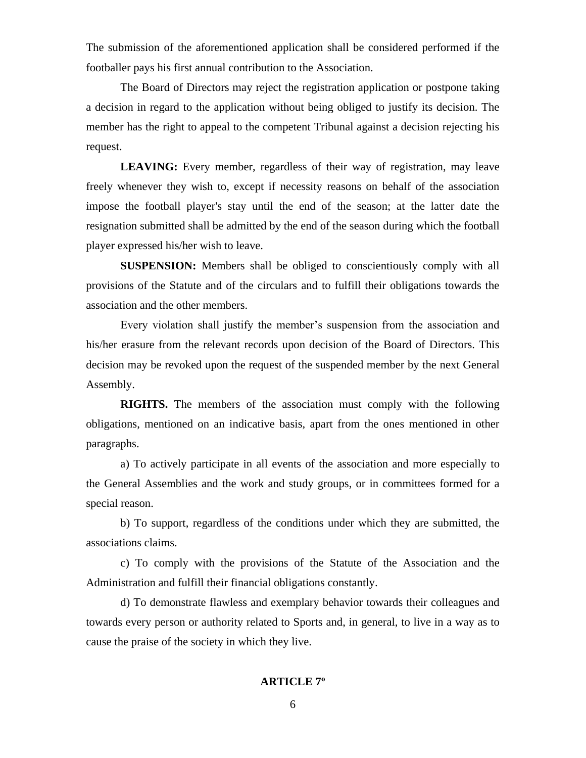The submission of the aforementioned application shall be considered performed if the footballer pays his first annual contribution to the Association.

The Board of Directors may reject the registration application or postpone taking a decision in regard to the application without being obliged to justify its decision. The member has the right to appeal to the competent Tribunal against a decision rejecting his request.

**LEAVING:** Every member, regardless of their way of registration, may leave freely whenever they wish to, except if necessity reasons on behalf of the association impose the football player's stay until the end of the season; at the latter date the resignation submitted shall be admitted by the end of the season during which the football player expressed his/her wish to leave.

**SUSPENSION:** Members shall be obliged to conscientiously comply with all provisions of the Statute and of the circulars and to fulfill their obligations towards the association and the other members.

Every violation shall justify the member's suspension from the association and his/her erasure from the relevant records upon decision of the Board of Directors. This decision may be revoked upon the request of the suspended member by the next General Assembly.

**RIGHTS.** The members of the association must comply with the following obligations, mentioned on an indicative basis, apart from the ones mentioned in other paragraphs.

a) To actively participate in all events of the association and more especially to the General Assemblies and the work and study groups, or in committees formed for a special reason.

b) To support, regardless of the conditions under which they are submitted, the associations claims.

c) To comply with the provisions of the Statute of the Association and the Administration and fulfill their financial obligations constantly.

d) To demonstrate flawless and exemplary behavior towards their colleagues and towards every person or authority related to Sports and, in general, to live in a way as to cause the praise of the society in which they live.

## ARTICLE 7º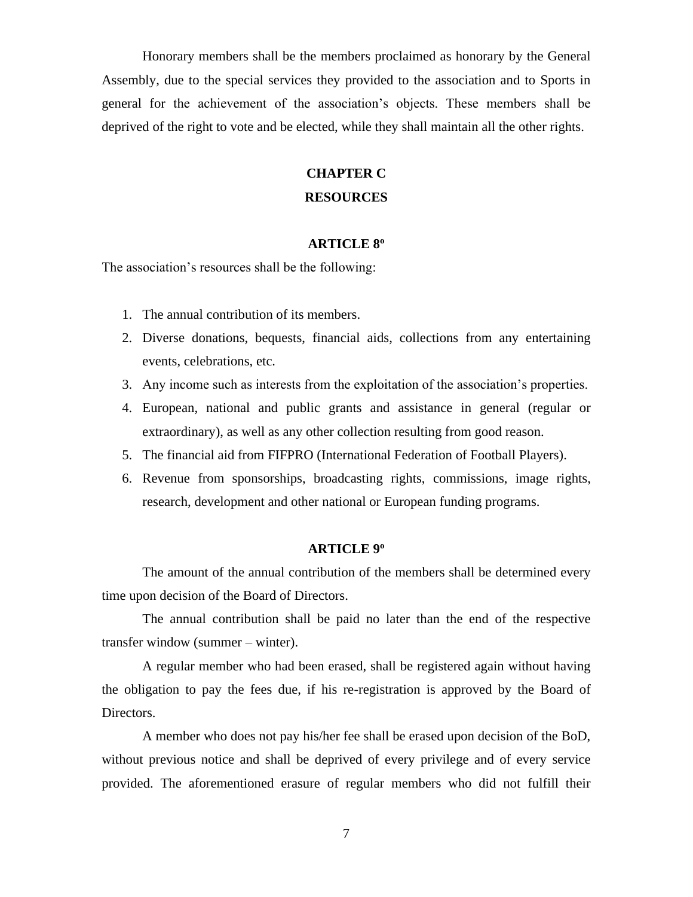Honorary members shall be the members proclaimed as honorary by the General Assembly, due to the special services they provided to the association and to Sports in general for the achievement of the association's objects. These members shall be deprived of the right to vote and be elected, while they shall maintain all the other rights.

## CHAPTER C
## RESOURCES

### ARTICLE 8º

The association's resources shall be the following:

1. The annual contribution of its members.
2. Diverse donations, bequests, financial aids, collections from any entertaining events, celebrations, etc.
3. Any income such as interests from the exploitation of the association's properties.
4. European, national and public grants and assistance in general (regular or extraordinary), as well as any other collection resulting from good reason.
5. The financial aid from FIFPRO (International Federation of Football Players).
6. Revenue from sponsorships, broadcasting rights, commissions, image rights, research, development and other national or European funding programs.

### ARTICLE 9º

The amount of the annual contribution of the members shall be determined every time upon decision of the Board of Directors.

The annual contribution shall be paid no later than the end of the respective transfer window (summer – winter).

A regular member who had been erased, shall be registered again without having the obligation to pay the fees due, if his re-registration is approved by the Board of Directors.

A member who does not pay his/her fee shall be erased upon decision of the BoD, without previous notice and shall be deprived of every privilege and of every service provided. The aforementioned erasure of regular members who did not fulfill their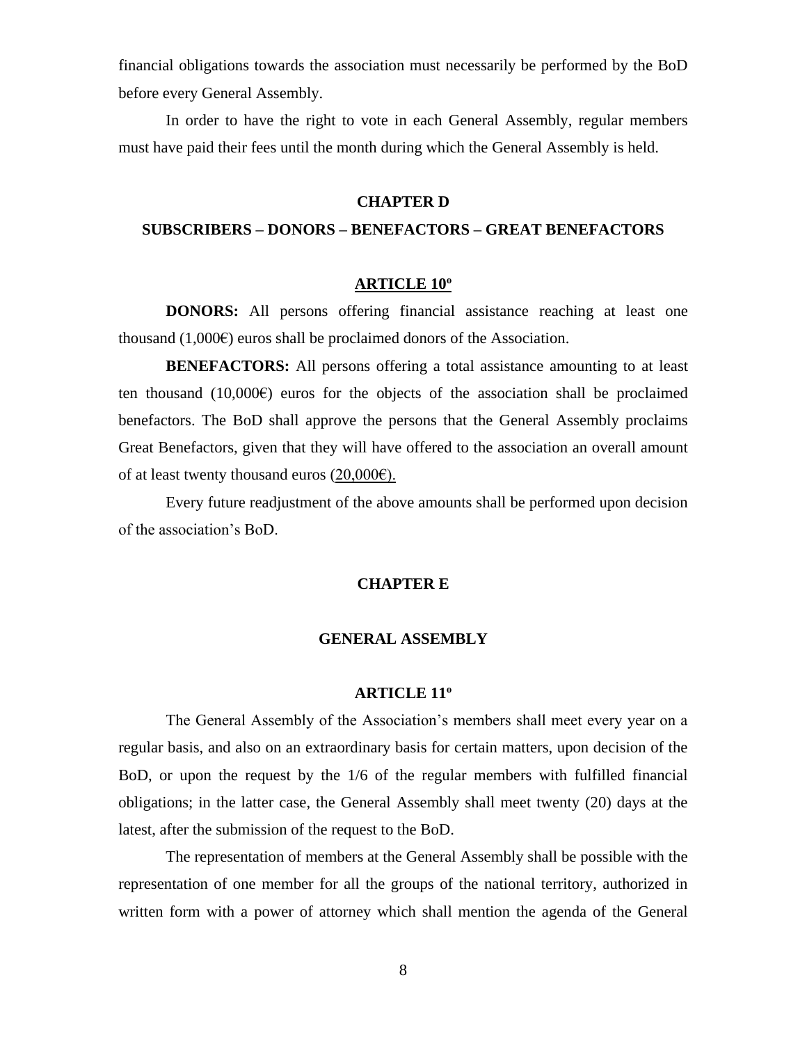financial obligations towards the association must necessarily be performed by the BoD before every General Assembly.

In order to have the right to vote in each General Assembly, regular members must have paid their fees until the month during which the General Assembly is held.

## CHAPTER D

## SUBSCRIBERS – DONORS – BENEFACTORS – GREAT BENEFACTORS

### ARTICLE 10º

**DONORS:** All persons offering financial assistance reaching at least one thousand (1,000€) euros shall be proclaimed donors of the Association.

**BENEFACTORS:** All persons offering a total assistance amounting to at least ten thousand (10,000€) euros for the objects of the association shall be proclaimed benefactors. The BoD shall approve the persons that the General Assembly proclaims Great Benefactors, given that they will have offered to the association an overall amount of at least twenty thousand euros (20,000€).

Every future readjustment of the above amounts shall be performed upon decision of the association's BoD.

## CHAPTER E

## GENERAL ASSEMBLY

### ARTICLE 11º

The General Assembly of the Association's members shall meet every year on a regular basis, and also on an extraordinary basis for certain matters, upon decision of the BoD, or upon the request by the 1/6 of the regular members with fulfilled financial obligations; in the latter case, the General Assembly shall meet twenty (20) days at the latest, after the submission of the request to the BoD.

The representation of members at the General Assembly shall be possible with the representation of one member for all the groups of the national territory, authorized in written form with a power of attorney which shall mention the agenda of the General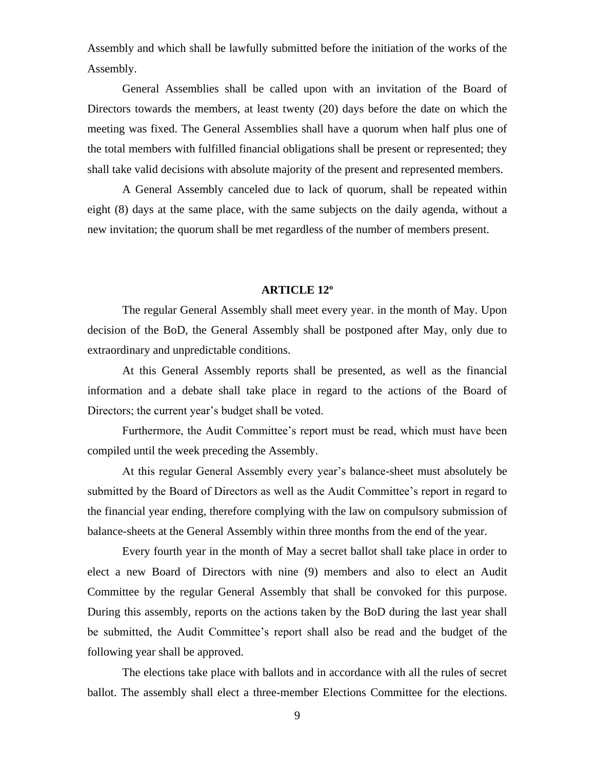Assembly and which shall be lawfully submitted before the initiation of the works of the Assembly.

General Assemblies shall be called upon with an invitation of the Board of Directors towards the members, at least twenty (20) days before the date on which the meeting was fixed. The General Assemblies shall have a quorum when half plus one of the total members with fulfilled financial obligations shall be present or represented; they shall take valid decisions with absolute majority of the present and represented members.

A General Assembly canceled due to lack of quorum, shall be repeated within eight (8) days at the same place, with the same subjects on the daily agenda, without a new invitation; the quorum shall be met regardless of the number of members present.

## ARTICLE 12º

The regular General Assembly shall meet every year. in the month of May. Upon decision of the BoD, the General Assembly shall be postponed after May, only due to extraordinary and unpredictable conditions.

At this General Assembly reports shall be presented, as well as the financial information and a debate shall take place in regard to the actions of the Board of Directors; the current year's budget shall be voted.

Furthermore, the Audit Committee's report must be read, which must have been compiled until the week preceding the Assembly.

At this regular General Assembly every year's balance-sheet must absolutely be submitted by the Board of Directors as well as the Audit Committee's report in regard to the financial year ending, therefore complying with the law on compulsory submission of balance-sheets at the General Assembly within three months from the end of the year.

Every fourth year in the month of May a secret ballot shall take place in order to elect a new Board of Directors with nine (9) members and also to elect an Audit Committee by the regular General Assembly that shall be convoked for this purpose. During this assembly, reports on the actions taken by the BoD during the last year shall be submitted, the Audit Committee's report shall also be read and the budget of the following year shall be approved.

The elections take place with ballots and in accordance with all the rules of secret ballot. The assembly shall elect a three-member Elections Committee for the elections.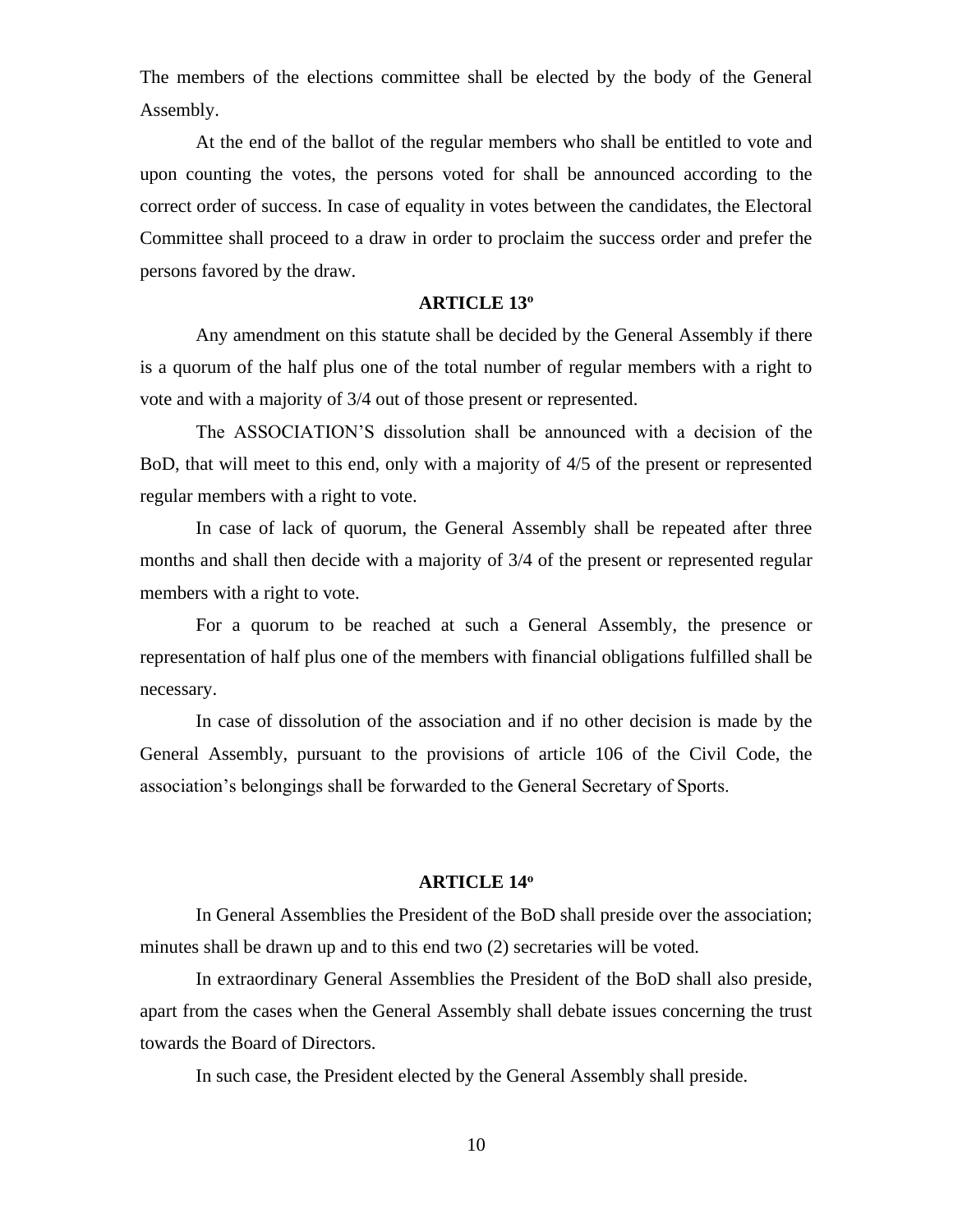The members of the elections committee shall be elected by the body of the General Assembly.

At the end of the ballot of the regular members who shall be entitled to vote and upon counting the votes, the persons voted for shall be announced according to the correct order of success. In case of equality in votes between the candidates, the Electoral Committee shall proceed to a draw in order to proclaim the success order and prefer the persons favored by the draw.

**ARTICLE 13º**

Any amendment on this statute shall be decided by the General Assembly if there is a quorum of the half plus one of the total number of regular members with a right to vote and with a majority of 3/4 out of those present or represented.

The ASSOCIATION'S dissolution shall be announced with a decision of the BoD, that will meet to this end, only with a majority of 4/5 of the present or represented regular members with a right to vote.

In case of lack of quorum, the General Assembly shall be repeated after three months and shall then decide with a majority of 3/4 of the present or represented regular members with a right to vote.

For a quorum to be reached at such a General Assembly, the presence or representation of half plus one of the members with financial obligations fulfilled shall be necessary.

In case of dissolution of the association and if no other decision is made by the General Assembly, pursuant to the provisions of article 106 of the Civil Code, the association's belongings shall be forwarded to the General Secretary of Sports.

**ARTICLE 14º**

In General Assemblies the President of the BoD shall preside over the association; minutes shall be drawn up and to this end two (2) secretaries will be voted.

In extraordinary General Assemblies the President of the BoD shall also preside, apart from the cases when the General Assembly shall debate issues concerning the trust towards the Board of Directors.

In such case, the President elected by the General Assembly shall preside.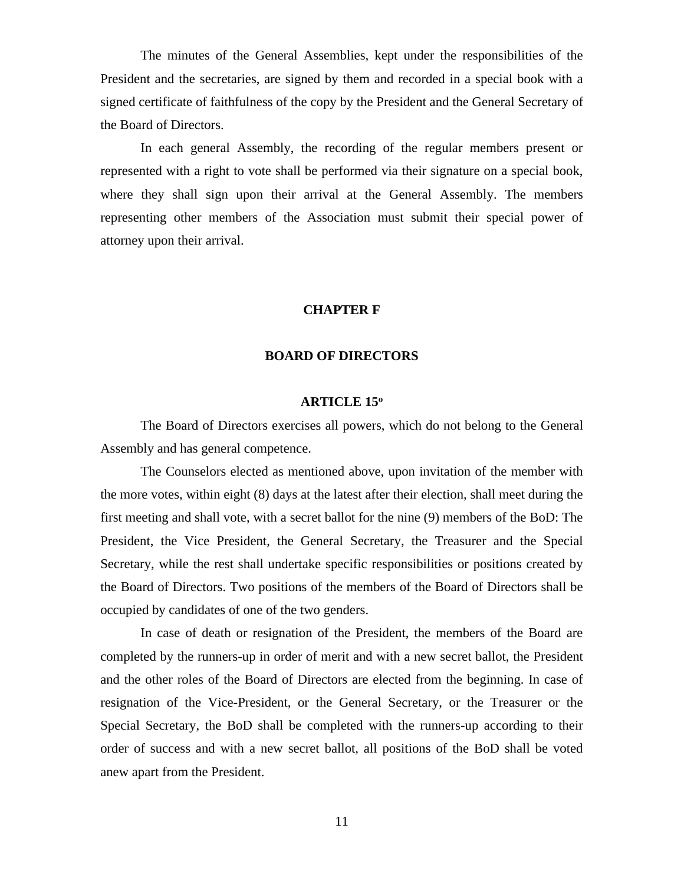The minutes of the General Assemblies, kept under the responsibilities of the President and the secretaries, are signed by them and recorded in a special book with a signed certificate of faithfulness of the copy by the President and the General Secretary of the Board of Directors.

In each general Assembly, the recording of the regular members present or represented with a right to vote shall be performed via their signature on a special book, where they shall sign upon their arrival at the General Assembly. The members representing other members of the Association must submit their special power of attorney upon their arrival.

## CHAPTER F

## BOARD OF DIRECTORS

### ARTICLE 15º

The Board of Directors exercises all powers, which do not belong to the General Assembly and has general competence.

The Counselors elected as mentioned above, upon invitation of the member with the more votes, within eight (8) days at the latest after their election, shall meet during the first meeting and shall vote, with a secret ballot for the nine (9) members of the BoD: The President, the Vice President, the General Secretary, the Treasurer and the Special Secretary, while the rest shall undertake specific responsibilities or positions created by the Board of Directors. Two positions of the members of the Board of Directors shall be occupied by candidates of one of the two genders.

In case of death or resignation of the President, the members of the Board are completed by the runners-up in order of merit and with a new secret ballot, the President and the other roles of the Board of Directors are elected from the beginning. In case of resignation of the Vice-President, or the General Secretary, or the Treasurer or the Special Secretary, the BoD shall be completed with the runners-up according to their order of success and with a new secret ballot, all positions of the BoD shall be voted anew apart from the President.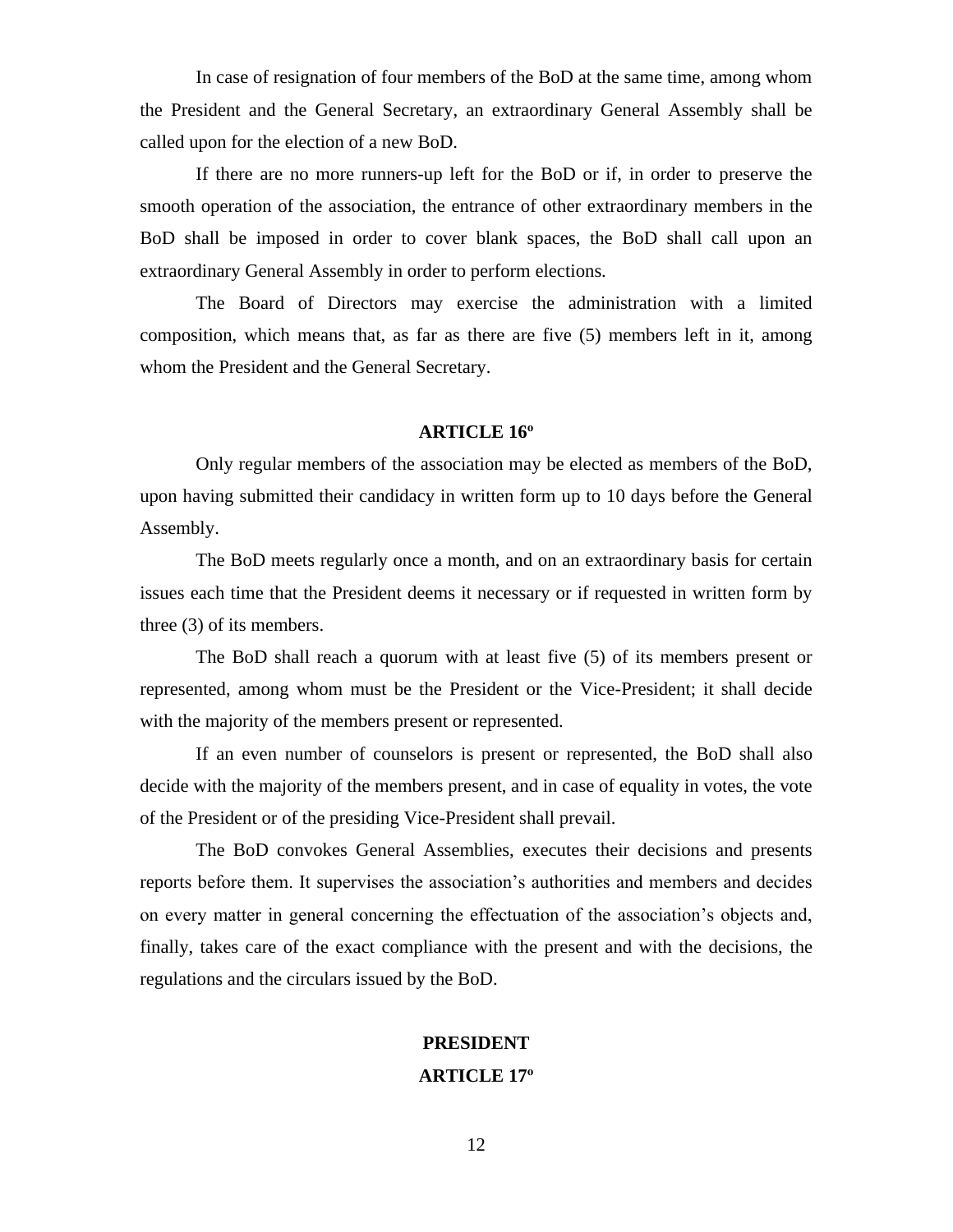In case of resignation of four members of the BoD at the same time, among whom the President and the General Secretary, an extraordinary General Assembly shall be called upon for the election of a new BoD.

If there are no more runners-up left for the BoD or if, in order to preserve the smooth operation of the association, the entrance of other extraordinary members in the BoD shall be imposed in order to cover blank spaces, the BoD shall call upon an extraordinary General Assembly in order to perform elections.

The Board of Directors may exercise the administration with a limited composition, which means that, as far as there are five (5) members left in it, among whom the President and the General Secretary.

**ARTICLE 16º**

Only regular members of the association may be elected as members of the BoD, upon having submitted their candidacy in written form up to 10 days before the General Assembly.

The BoD meets regularly once a month, and on an extraordinary basis for certain issues each time that the President deems it necessary or if requested in written form by three (3) of its members.

The BoD shall reach a quorum with at least five (5) of its members present or represented, among whom must be the President or the Vice-President; it shall decide with the majority of the members present or represented.

If an even number of counselors is present or represented, the BoD shall also decide with the majority of the members present, and in case of equality in votes, the vote of the President or of the presiding Vice-President shall prevail.

The BoD convokes General Assemblies, executes their decisions and presents reports before them. It supervises the association's authorities and members and decides on every matter in general concerning the effectuation of the association's objects and, finally, takes care of the exact compliance with the present and with the decisions, the regulations and the circulars issued by the BoD.

**PRESIDENT**

**ARTICLE 17º**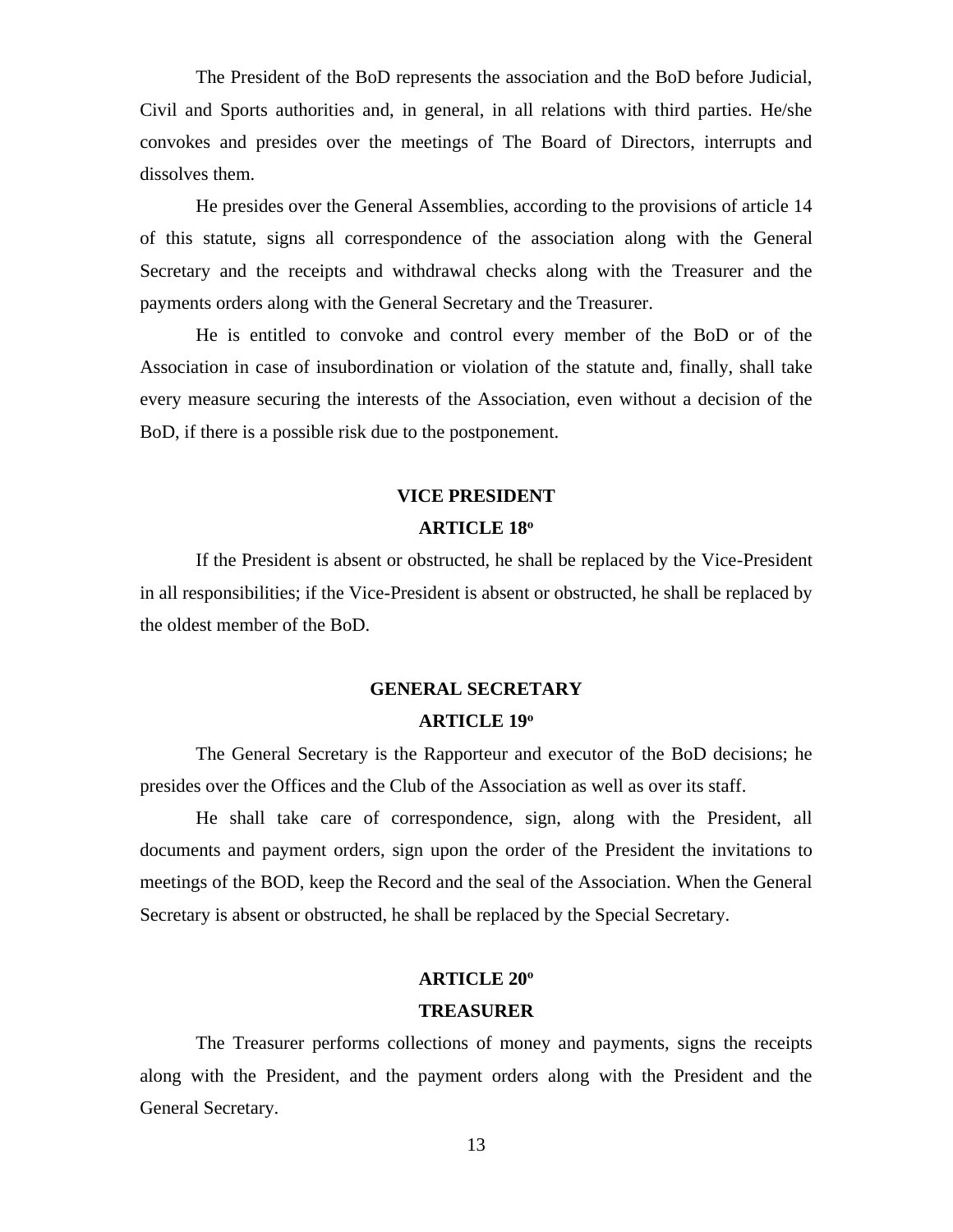The President of the BoD represents the association and the BoD before Judicial, Civil and Sports authorities and, in general, in all relations with third parties. He/she convokes and presides over the meetings of The Board of Directors, interrupts and dissolves them.

He presides over the General Assemblies, according to the provisions of article 14 of this statute, signs all correspondence of the association along with the General Secretary and the receipts and withdrawal checks along with the Treasurer and the payments orders along with the General Secretary and the Treasurer.

He is entitled to convoke and control every member of the BoD or of the Association in case of insubordination or violation of the statute and, finally, shall take every measure securing the interests of the Association, even without a decision of the BoD, if there is a possible risk due to the postponement.

**VICE PRESIDENT**

**ARTICLE 18º**

If the President is absent or obstructed, he shall be replaced by the Vice-President in all responsibilities; if the Vice-President is absent or obstructed, he shall be replaced by the oldest member of the BoD.

**GENERAL SECRETARY**

**ARTICLE 19º**

The General Secretary is the Rapporteur and executor of the BoD decisions; he presides over the Offices and the Club of the Association as well as over its staff.

He shall take care of correspondence, sign, along with the President, all documents and payment orders, sign upon the order of the President the invitations to meetings of the BOD, keep the Record and the seal of the Association. When the General Secretary is absent or obstructed, he shall be replaced by the Special Secretary.

**ARTICLE 20º**

**TREASURER**

The Treasurer performs collections of money and payments, signs the receipts along with the President, and the payment orders along with the President and the General Secretary.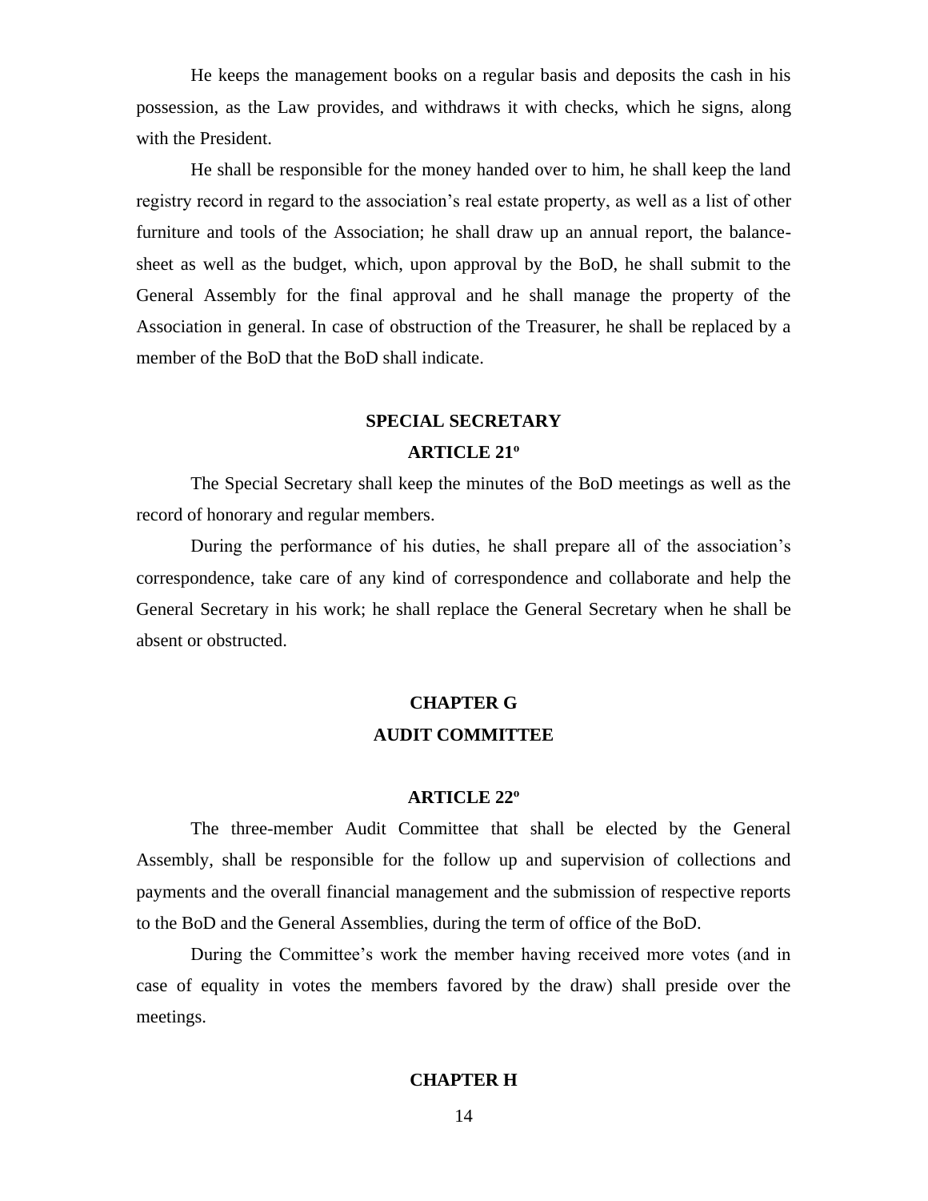He keeps the management books on a regular basis and deposits the cash in his possession, as the Law provides, and withdraws it with checks, which he signs, along with the President.

He shall be responsible for the money handed over to him, he shall keep the land registry record in regard to the association's real estate property, as well as a list of other furniture and tools of the Association; he shall draw up an annual report, the balance-sheet as well as the budget, which, upon approval by the BoD, he shall submit to the General Assembly for the final approval and he shall manage the property of the Association in general. In case of obstruction of the Treasurer, he shall be replaced by a member of the BoD that the BoD shall indicate.

## SPECIAL SECRETARY

### ARTICLE 21º

The Special Secretary shall keep the minutes of the BoD meetings as well as the record of honorary and regular members.

During the performance of his duties, he shall prepare all of the association's correspondence, take care of any kind of correspondence and collaborate and help the General Secretary in his work; he shall replace the General Secretary when he shall be absent or obstructed.

## CHAPTER G

## AUDIT COMMITTEE

### ARTICLE 22º

The three-member Audit Committee that shall be elected by the General Assembly, shall be responsible for the follow up and supervision of collections and payments and the overall financial management and the submission of respective reports to the BoD and the General Assemblies, during the term of office of the BoD.

During the Committee's work the member having received more votes (and in case of equality in votes the members favored by the draw) shall preside over the meetings.

## CHAPTER H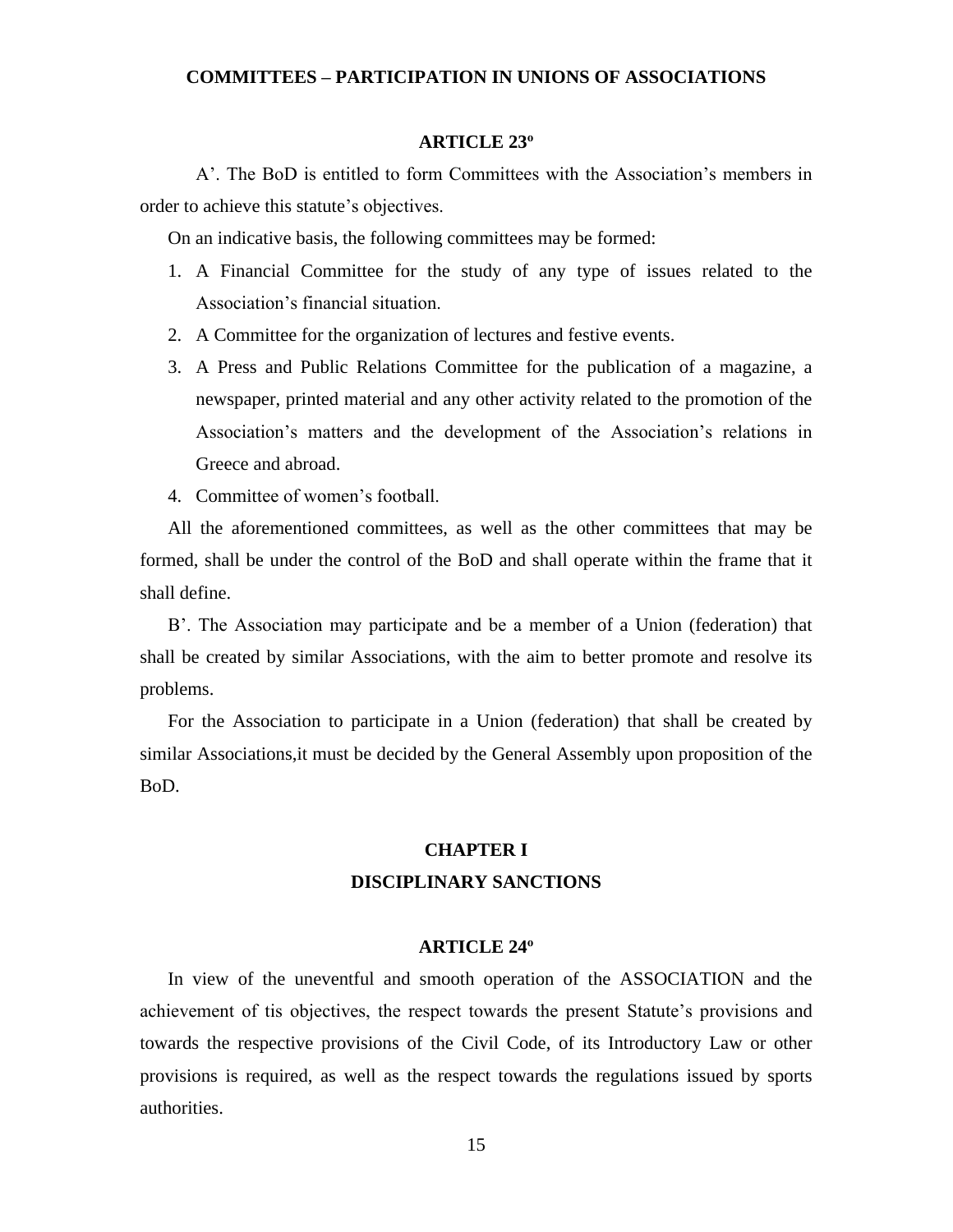## COMMITTEES – PARTICIPATION IN UNIONS OF ASSOCIATIONS

### ARTICLE 23º

A’. The BoD is entitled to form Committees with the Association’s members in order to achieve this statute’s objectives.

On an indicative basis, the following committees may be formed:

1. A Financial Committee for the study of any type of issues related to the Association’s financial situation.
2. A Committee for the organization of lectures and festive events.
3. A Press and Public Relations Committee for the publication of a magazine, a newspaper, printed material and any other activity related to the promotion of the Association’s matters and the development of the Association’s relations in Greece and abroad.
4. Committee of women’s football.

All the aforementioned committees, as well as the other committees that may be formed, shall be under the control of the BoD and shall operate within the frame that it shall define.

B’. The Association may participate and be a member of a Union (federation) that shall be created by similar Associations, with the aim to better promote and resolve its problems.

For the Association to participate in a Union (federation) that shall be created by similar Associations,it must be decided by the General Assembly upon proposition of the BoD.

## CHAPTER I
## DISCIPLINARY SANCTIONS

### ARTICLE 24º

In view of the uneventful and smooth operation of the ASSOCIATION and the achievement of tis objectives, the respect towards the present Statute’s provisions and towards the respective provisions of the Civil Code, of its Introductory Law or other provisions is required, as well as the respect towards the regulations issued by sports authorities.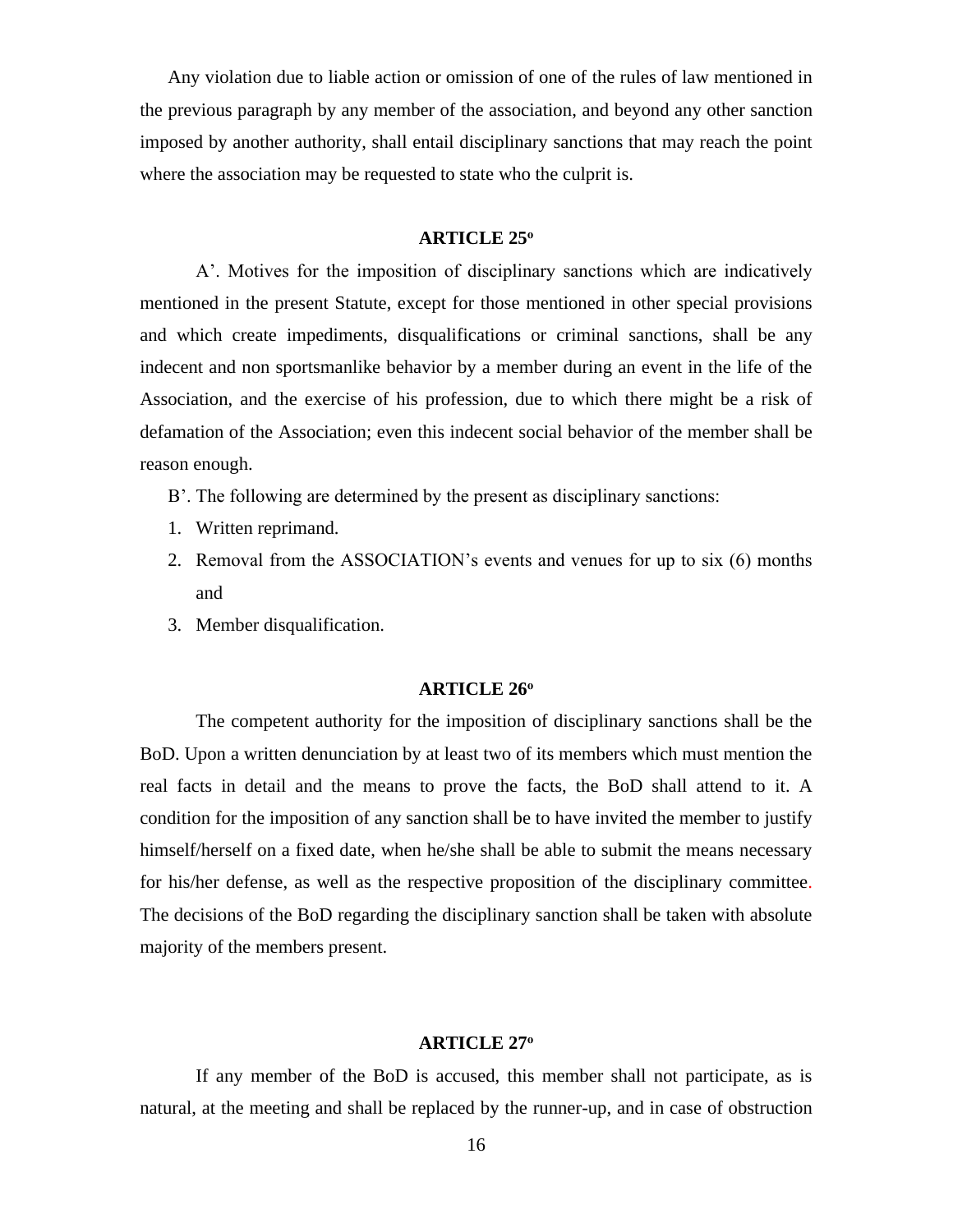Any violation due to liable action or omission of one of the rules of law mentioned in the previous paragraph by any member of the association, and beyond any other sanction imposed by another authority, shall entail disciplinary sanctions that may reach the point where the association may be requested to state who the culprit is.

**ARTICLE 25º**

A’. Motives for the imposition of disciplinary sanctions which are indicatively mentioned in the present Statute, except for those mentioned in other special provisions and which create impediments, disqualifications or criminal sanctions, shall be any indecent and non sportsmanlike behavior by a member during an event in the life of the Association, and the exercise of his profession, due to which there might be a risk of defamation of the Association; even this indecent social behavior of the member shall be reason enough.

B’. The following are determined by the present as disciplinary sanctions:

1. Written reprimand.
2. Removal from the ASSOCIATION’s events and venues for up to six (6) months and
3. Member disqualification.

**ARTICLE 26º**

The competent authority for the imposition of disciplinary sanctions shall be the BoD. Upon a written denunciation by at least two of its members which must mention the real facts in detail and the means to prove the facts, the BoD shall attend to it. A condition for the imposition of any sanction shall be to have invited the member to justify himself/herself on a fixed date, when he/she shall be able to submit the means necessary for his/her defense, as well as the respective proposition of the disciplinary committee. The decisions of the BoD regarding the disciplinary sanction shall be taken with absolute majority of the members present.

**ARTICLE 27º**

If any member of the BoD is accused, this member shall not participate, as is natural, at the meeting and shall be replaced by the runner-up, and in case of obstruction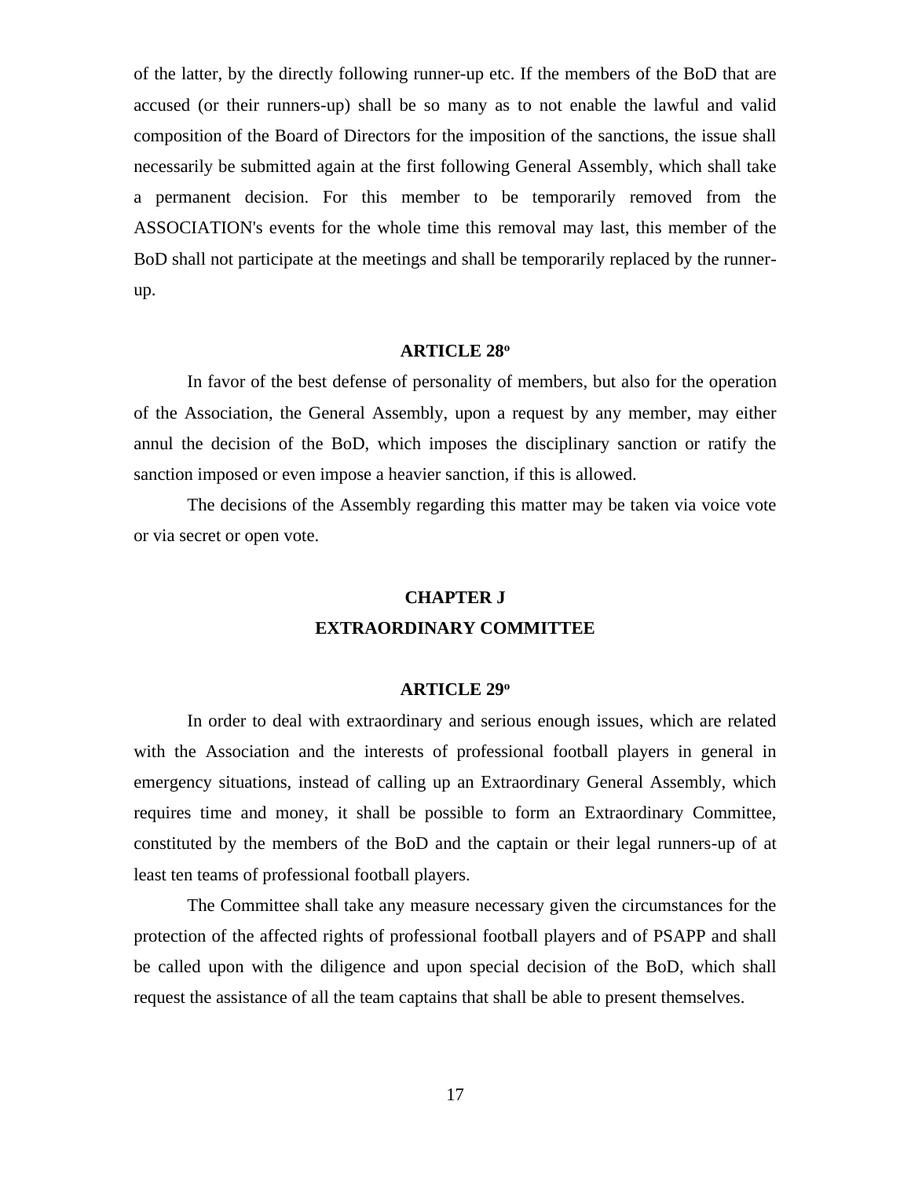of the latter, by the directly following runner-up etc. If the members of the BoD that are accused (or their runners-up) shall be so many as to not enable the lawful and valid composition of the Board of Directors for the imposition of the sanctions, the issue shall necessarily be submitted again at the first following General Assembly, which shall take a permanent decision. For this member to be temporarily removed from the ASSOCIATION's events for the whole time this removal may last, this member of the BoD shall not participate at the meetings and shall be temporarily replaced by the runner-up.

### ARTICLE 28º

In favor of the best defense of personality of members, but also for the operation of the Association, the General Assembly, upon a request by any member, may either annul the decision of the BoD, which imposes the disciplinary sanction or ratify the sanction imposed or even impose a heavier sanction, if this is allowed.

The decisions of the Assembly regarding this matter may be taken via voice vote or via secret or open vote.

## CHAPTER J
## EXTRAORDINARY COMMITTEE

### ARTICLE 29º

In order to deal with extraordinary and serious enough issues, which are related with the Association and the interests of professional football players in general in emergency situations, instead of calling up an Extraordinary General Assembly, which requires time and money, it shall be possible to form an Extraordinary Committee, constituted by the members of the BoD and the captain or their legal runners-up of at least ten teams of professional football players.

The Committee shall take any measure necessary given the circumstances for the protection of the affected rights of professional football players and of PSAPP and shall be called upon with the diligence and upon special decision of the BoD, which shall request the assistance of all the team captains that shall be able to present themselves.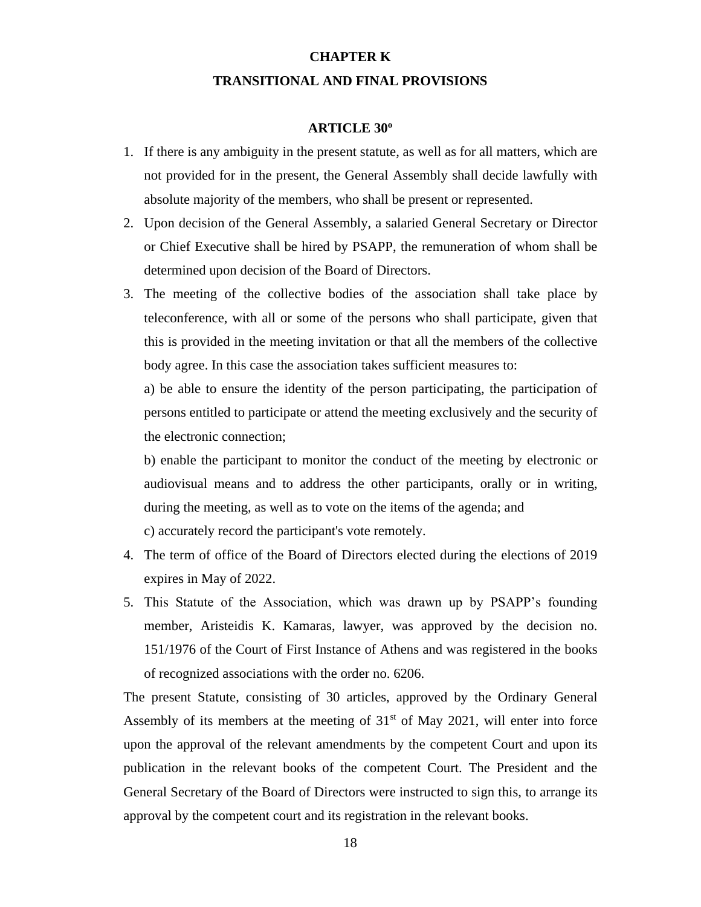## CHAPTER K

## TRANSITIONAL AND FINAL PROVISIONS

### ARTICLE 30º

1. If there is any ambiguity in the present statute, as well as for all matters, which are not provided for in the present, the General Assembly shall decide lawfully with absolute majority of the members, who shall be present or represented.
2. Upon decision of the General Assembly, a salaried General Secretary or Director or Chief Executive shall be hired by PSAPP, the remuneration of whom shall be determined upon decision of the Board of Directors.
3. The meeting of the collective bodies of the association shall take place by teleconference, with all or some of the persons who shall participate, given that this is provided in the meeting invitation or that all the members of the collective body agree. In this case the association takes sufficient measures to:

   a) be able to ensure the identity of the person participating, the participation of persons entitled to participate or attend the meeting exclusively and the security of the electronic connection;

   b) enable the participant to monitor the conduct of the meeting by electronic or audiovisual means and to address the other participants, orally or in writing, during the meeting, as well as to vote on the items of the agenda; and

   c) accurately record the participant's vote remotely.
4. The term of office of the Board of Directors elected during the elections of 2019 expires in May of 2022.
5. This Statute of the Association, which was drawn up by PSAPP's founding member, Aristeidis K. Kamaras, lawyer, was approved by the decision no. 151/1976 of the Court of First Instance of Athens and was registered in the books of recognized associations with the order no. 6206.

The present Statute, consisting of 30 articles, approved by the Ordinary General Assembly of its members at the meeting of 31st of May 2021, will enter into force upon the approval of the relevant amendments by the competent Court and upon its publication in the relevant books of the competent Court. The President and the General Secretary of the Board of Directors were instructed to sign this, to arrange its approval by the competent court and its registration in the relevant books.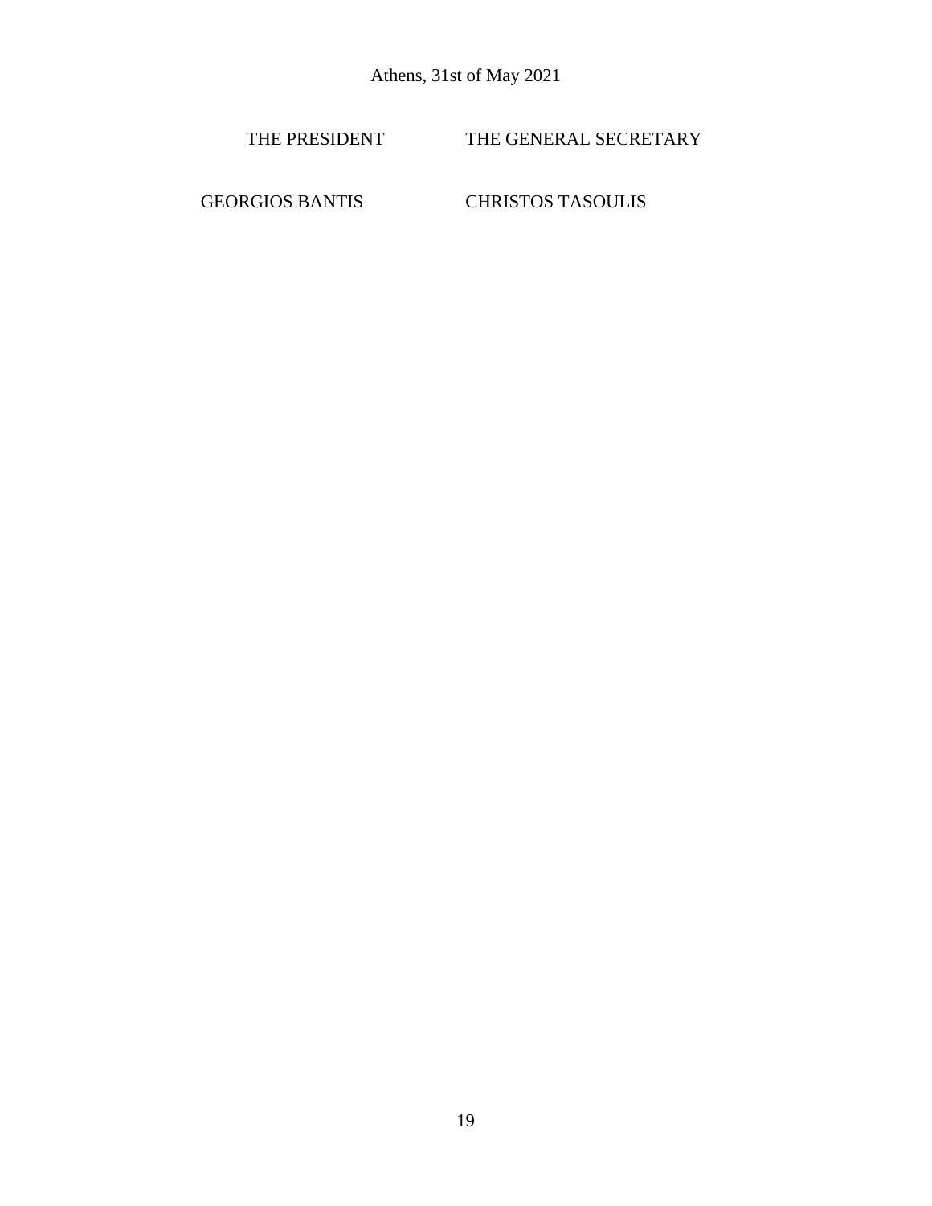Athens, 31st of May 2021

| | |
|---|---|
| THE PRESIDENT | THE GENERAL SECRETARY |
| GEORGIOS BANTIS | CHRISTOS TASOULIS |